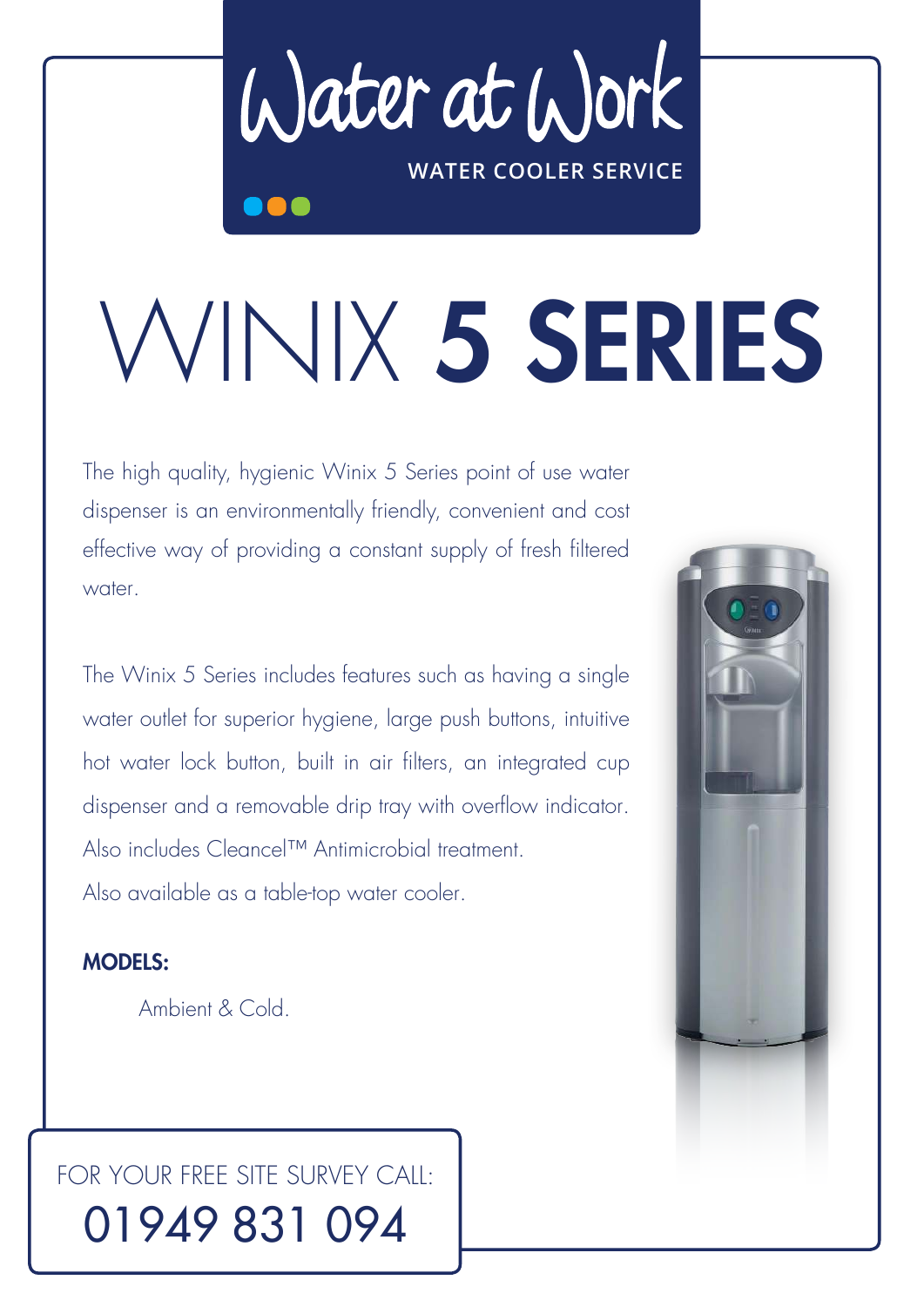# Water at Work

WATER COOLER SERVICE

# WINIX **5 SERIES**

The high quality, hygienic Winix 5 Series point of use water dispenser is an environmentally friendly, convenient and cost effective way of providing a constant supply of fresh filtered water.

The Winix 5 Series includes features such as having a single water outlet for superior hygiene, large push buttons, intuitive hot water lock button, built in air filters, an integrated cup dispenser and a removable drip tray with overflow indicator. Also includes Cleancel™ Antimicrobial treatment.
Also available as a table-top water cooler.

**MODELS:**

Ambient & Cold.

FOR YOUR FREE SITE SURVEY CALL:

01949 831 094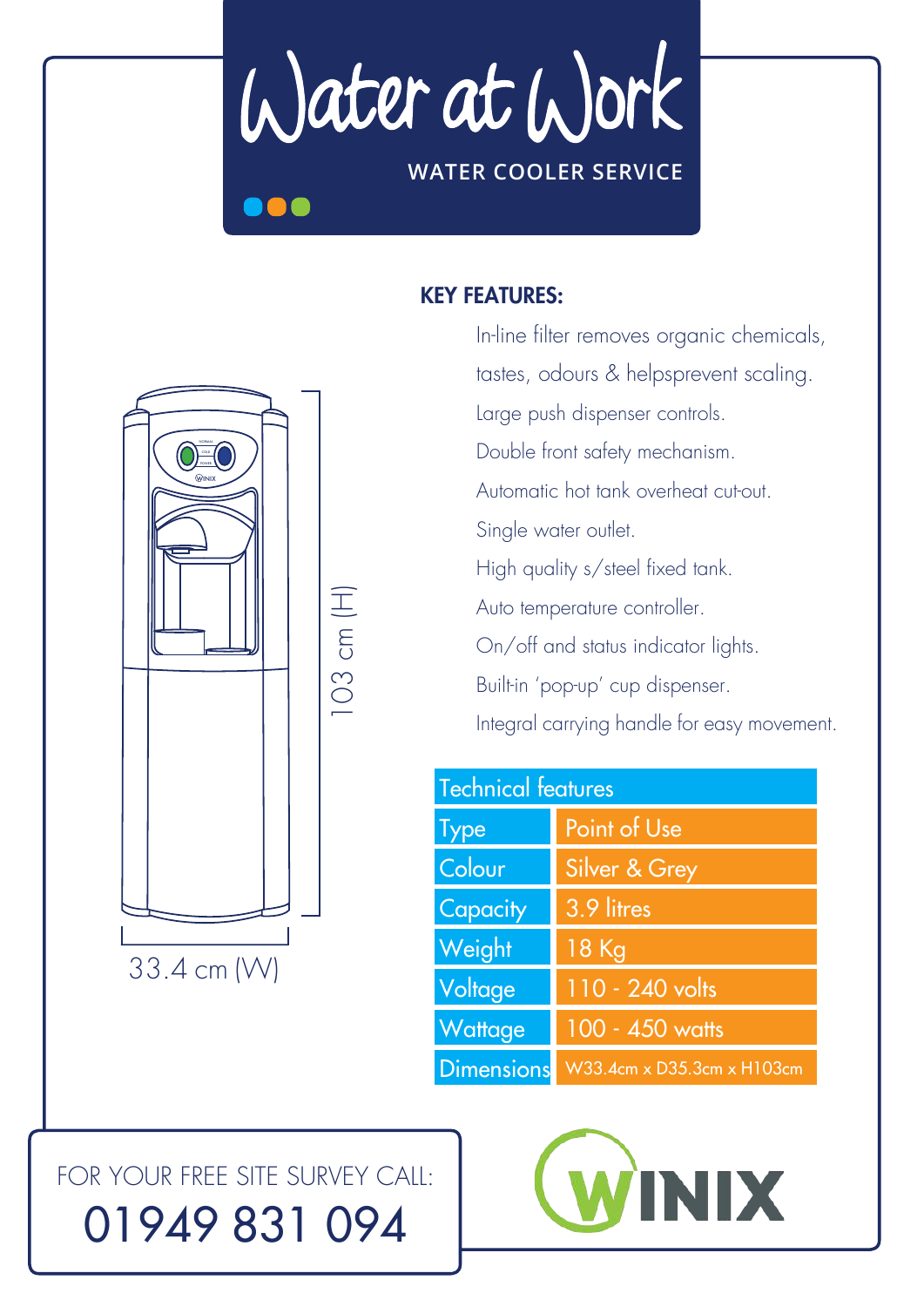# Water at Work

WATER COOLER SERVICE

103 cm (H)

33.4 cm (W)

**KEY FEATURES:**

In-line filter removes organic chemicals, tastes, odours & helpsprevent scaling.

Large push dispenser controls.

Double front safety mechanism.

Automatic hot tank overheat cut-out.

Single water outlet.

High quality s/steel fixed tank.

Auto temperature controller.

On/off and status indicator lights.

Built-in 'pop-up' cup dispenser.

Integral carrying handle for easy movement.

| Technical features | |
|---|---|
| Type | Point of Use |
| Colour | Silver & Grey |
| Capacity | 3.9 litres |
| Weight | 18 Kg |
| Voltage | 110 - 240 volts |
| Wattage | 100 - 450 watts |
| Dimensions | W33.4cm x D35.3cm x H103cm |

FOR YOUR FREE SITE SURVEY CALL:

01949 831 094

WINIX